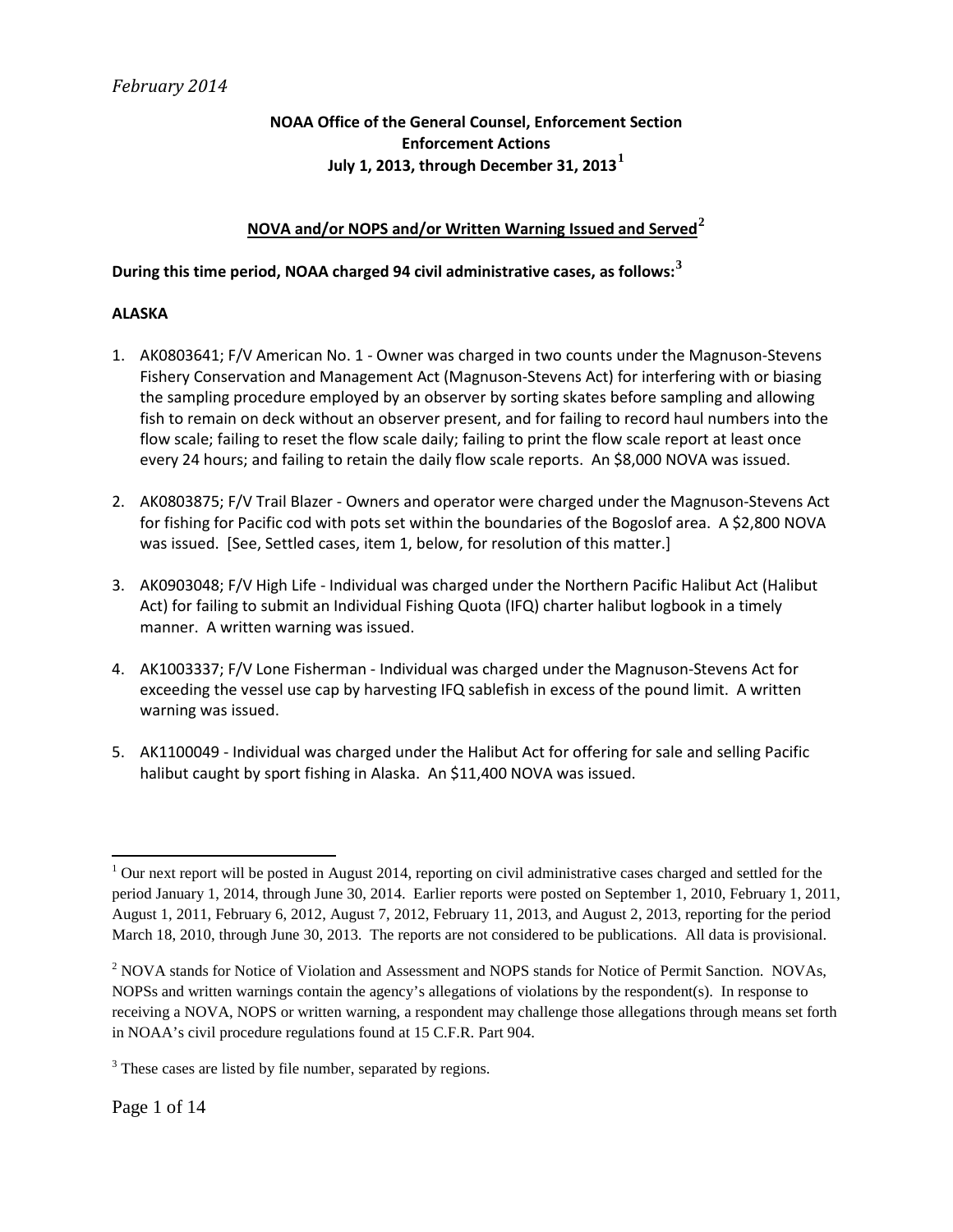*February 2014*

**NOAA Office of the General Counsel, Enforcement Section**
**Enforcement Actions**
**July 1, 2013, through December 31, 2013**[1]

**NOVA and/or NOPS and/or Written Warning Issued and Served**[2]

**During this time period, NOAA charged 94 civil administrative cases, as follows:**[3]

**ALASKA**

1. AK0803641; F/V American No. 1 - Owner was charged in two counts under the Magnuson-Stevens Fishery Conservation and Management Act (Magnuson-Stevens Act) for interfering with or biasing the sampling procedure employed by an observer by sorting skates before sampling and allowing fish to remain on deck without an observer present, and for failing to record haul numbers into the flow scale; failing to reset the flow scale daily; failing to print the flow scale report at least once every 24 hours; and failing to retain the daily flow scale reports. An $8,000 NOVA was issued.

2. AK0803875; F/V Trail Blazer - Owners and operator were charged under the Magnuson-Stevens Act for fishing for Pacific cod with pots set within the boundaries of the Bogoslof area. A $2,800 NOVA was issued. [See, Settled cases, item 1, below, for resolution of this matter.]

3. AK0903048; F/V High Life - Individual was charged under the Northern Pacific Halibut Act (Halibut Act) for failing to submit an Individual Fishing Quota (IFQ) charter halibut logbook in a timely manner. A written warning was issued.

4. AK1003337; F/V Lone Fisherman - Individual was charged under the Magnuson-Stevens Act for exceeding the vessel use cap by harvesting IFQ sablefish in excess of the pound limit. A written warning was issued.

5. AK1100049 - Individual was charged under the Halibut Act for offering for sale and selling Pacific halibut caught by sport fishing in Alaska. An $11,400 NOVA was issued.

---

[1] Our next report will be posted in August 2014, reporting on civil administrative cases charged and settled for the period January 1, 2014, through June 30, 2014. Earlier reports were posted on September 1, 2010, February 1, 2011, August 1, 2011, February 6, 2012, August 7, 2012, February 11, 2013, and August 2, 2013, reporting for the period March 18, 2010, through June 30, 2013. The reports are not considered to be publications. All data is provisional.

[2] NOVA stands for Notice of Violation and Assessment and NOPS stands for Notice of Permit Sanction. NOVAs, NOPSs and written warnings contain the agency's allegations of violations by the respondent(s). In response to receiving a NOVA, NOPS or written warning, a respondent may challenge those allegations through means set forth in NOAA's civil procedure regulations found at 15 C.F.R. Part 904.

[3] These cases are listed by file number, separated by regions.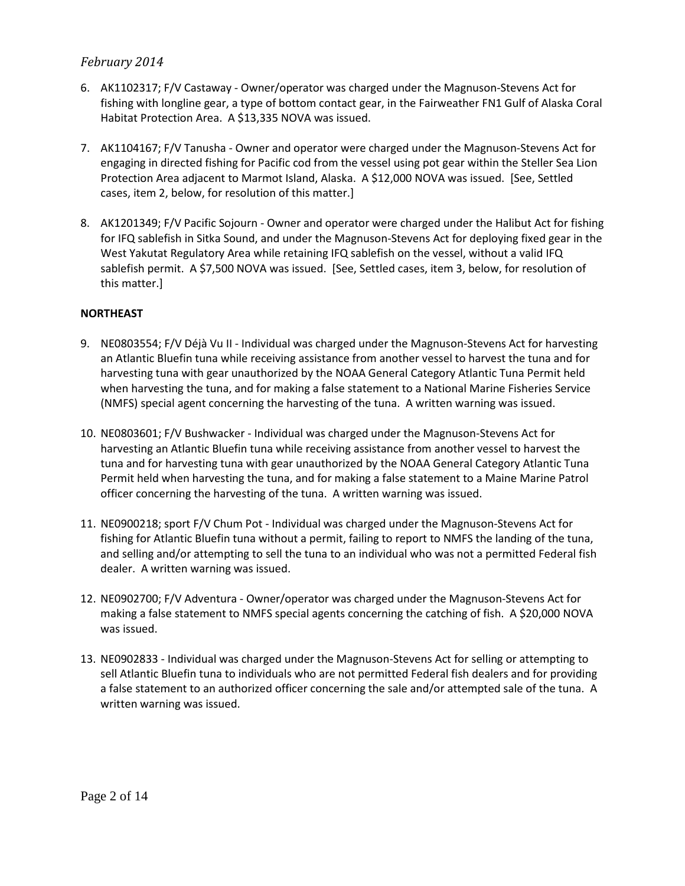*February 2014*

6. AK1102317; F/V Castaway - Owner/operator was charged under the Magnuson-Stevens Act for fishing with longline gear, a type of bottom contact gear, in the Fairweather FN1 Gulf of Alaska Coral Habitat Protection Area. A $13,335 NOVA was issued.

7. AK1104167; F/V Tanusha - Owner and operator were charged under the Magnuson-Stevens Act for engaging in directed fishing for Pacific cod from the vessel using pot gear within the Steller Sea Lion Protection Area adjacent to Marmot Island, Alaska. A $12,000 NOVA was issued. [See, Settled cases, item 2, below, for resolution of this matter.]

8. AK1201349; F/V Pacific Sojourn - Owner and operator were charged under the Halibut Act for fishing for IFQ sablefish in Sitka Sound, and under the Magnuson-Stevens Act for deploying fixed gear in the West Yakutat Regulatory Area while retaining IFQ sablefish on the vessel, without a valid IFQ sablefish permit. A $7,500 NOVA was issued. [See, Settled cases, item 3, below, for resolution of this matter.]

**NORTHEAST**

9. NE0803554; F/V Déjà Vu II - Individual was charged under the Magnuson-Stevens Act for harvesting an Atlantic Bluefin tuna while receiving assistance from another vessel to harvest the tuna and for harvesting tuna with gear unauthorized by the NOAA General Category Atlantic Tuna Permit held when harvesting the tuna, and for making a false statement to a National Marine Fisheries Service (NMFS) special agent concerning the harvesting of the tuna. A written warning was issued.

10. NE0803601; F/V Bushwacker - Individual was charged under the Magnuson-Stevens Act for harvesting an Atlantic Bluefin tuna while receiving assistance from another vessel to harvest the tuna and for harvesting tuna with gear unauthorized by the NOAA General Category Atlantic Tuna Permit held when harvesting the tuna, and for making a false statement to a Maine Marine Patrol officer concerning the harvesting of the tuna. A written warning was issued.

11. NE0900218; sport F/V Chum Pot - Individual was charged under the Magnuson-Stevens Act for fishing for Atlantic Bluefin tuna without a permit, failing to report to NMFS the landing of the tuna, and selling and/or attempting to sell the tuna to an individual who was not a permitted Federal fish dealer. A written warning was issued.

12. NE0902700; F/V Adventura - Owner/operator was charged under the Magnuson-Stevens Act for making a false statement to NMFS special agents concerning the catching of fish. A $20,000 NOVA was issued.

13. NE0902833 - Individual was charged under the Magnuson-Stevens Act for selling or attempting to sell Atlantic Bluefin tuna to individuals who are not permitted Federal fish dealers and for providing a false statement to an authorized officer concerning the sale and/or attempted sale of the tuna. A written warning was issued.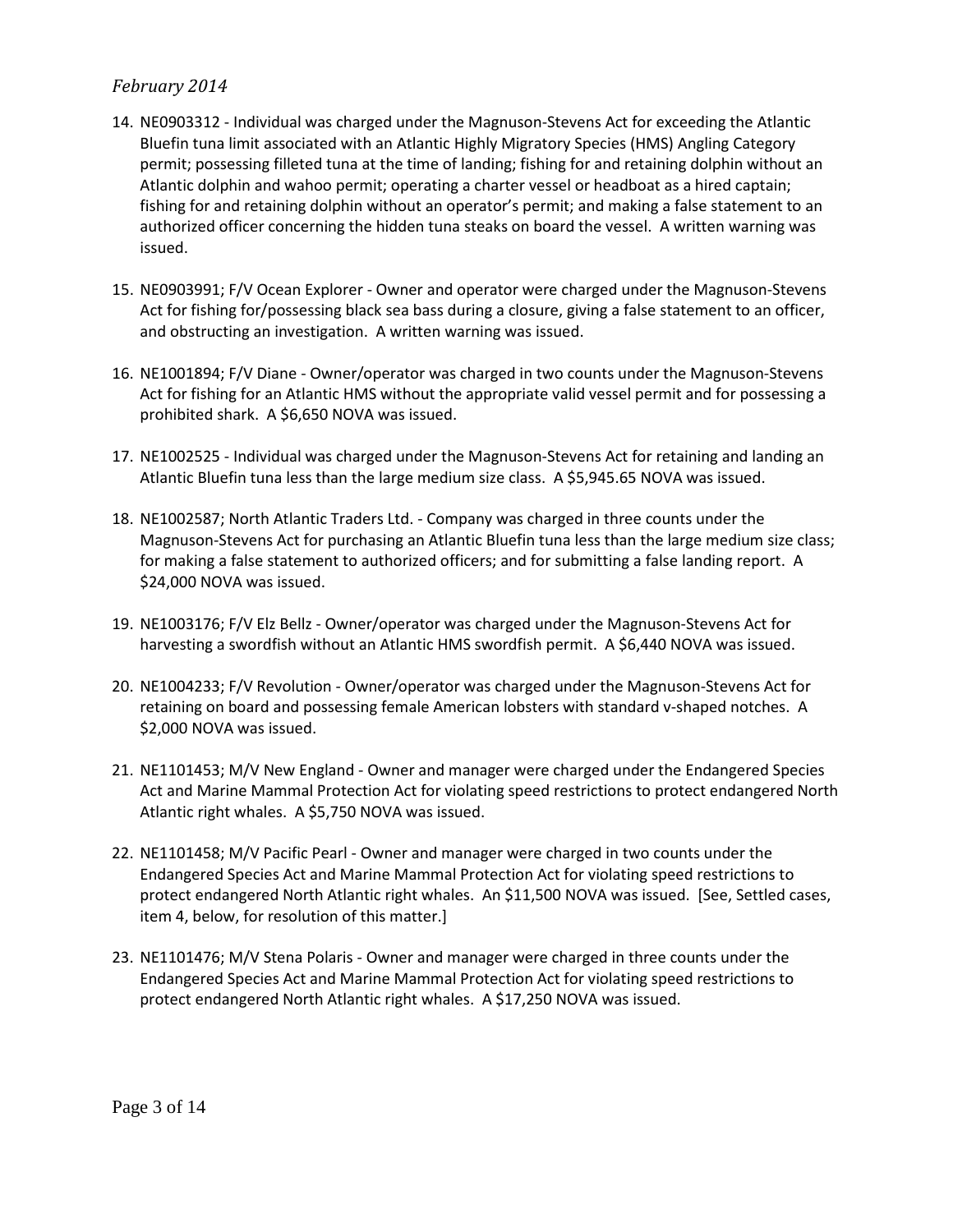14. NE0903312 - Individual was charged under the Magnuson-Stevens Act for exceeding the Atlantic Bluefin tuna limit associated with an Atlantic Highly Migratory Species (HMS) Angling Category permit; possessing filleted tuna at the time of landing; fishing for and retaining dolphin without an Atlantic dolphin and wahoo permit; operating a charter vessel or headboat as a hired captain; fishing for and retaining dolphin without an operator's permit; and making a false statement to an authorized officer concerning the hidden tuna steaks on board the vessel. A written warning was issued.

15. NE0903991; F/V Ocean Explorer - Owner and operator were charged under the Magnuson-Stevens Act for fishing for/possessing black sea bass during a closure, giving a false statement to an officer, and obstructing an investigation. A written warning was issued.

16. NE1001894; F/V Diane - Owner/operator was charged in two counts under the Magnuson-Stevens Act for fishing for an Atlantic HMS without the appropriate valid vessel permit and for possessing a prohibited shark. A $6,650 NOVA was issued.

17. NE1002525 - Individual was charged under the Magnuson-Stevens Act for retaining and landing an Atlantic Bluefin tuna less than the large medium size class. A $5,945.65 NOVA was issued.

18. NE1002587; North Atlantic Traders Ltd. - Company was charged in three counts under the Magnuson-Stevens Act for purchasing an Atlantic Bluefin tuna less than the large medium size class; for making a false statement to authorized officers; and for submitting a false landing report. A $24,000 NOVA was issued.

19. NE1003176; F/V Elz Bellz - Owner/operator was charged under the Magnuson-Stevens Act for harvesting a swordfish without an Atlantic HMS swordfish permit. A $6,440 NOVA was issued.

20. NE1004233; F/V Revolution - Owner/operator was charged under the Magnuson-Stevens Act for retaining on board and possessing female American lobsters with standard v-shaped notches. A $2,000 NOVA was issued.

21. NE1101453; M/V New England - Owner and manager were charged under the Endangered Species Act and Marine Mammal Protection Act for violating speed restrictions to protect endangered North Atlantic right whales. A $5,750 NOVA was issued.

22. NE1101458; M/V Pacific Pearl - Owner and manager were charged in two counts under the Endangered Species Act and Marine Mammal Protection Act for violating speed restrictions to protect endangered North Atlantic right whales. An $11,500 NOVA was issued. [See, Settled cases, item 4, below, for resolution of this matter.]

23. NE1101476; M/V Stena Polaris - Owner and manager were charged in three counts under the Endangered Species Act and Marine Mammal Protection Act for violating speed restrictions to protect endangered North Atlantic right whales. A $17,250 NOVA was issued.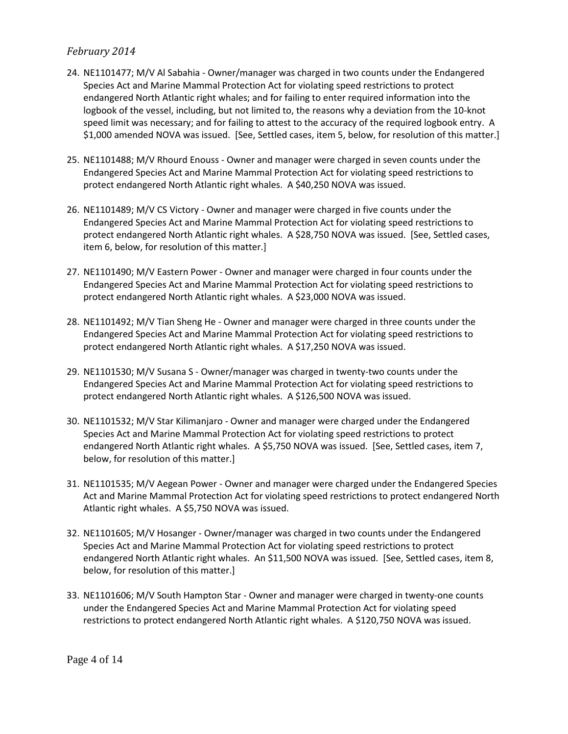*February 2014*

24. NE1101477; M/V Al Sabahia - Owner/manager was charged in two counts under the Endangered Species Act and Marine Mammal Protection Act for violating speed restrictions to protect endangered North Atlantic right whales; and for failing to enter required information into the logbook of the vessel, including, but not limited to, the reasons why a deviation from the 10-knot speed limit was necessary; and for failing to attest to the accuracy of the required logbook entry. A $1,000 amended NOVA was issued. [See, Settled cases, item 5, below, for resolution of this matter.]

25. NE1101488; M/V Rhourd Enouss - Owner and manager were charged in seven counts under the Endangered Species Act and Marine Mammal Protection Act for violating speed restrictions to protect endangered North Atlantic right whales. A $40,250 NOVA was issued.

26. NE1101489; M/V CS Victory - Owner and manager were charged in five counts under the Endangered Species Act and Marine Mammal Protection Act for violating speed restrictions to protect endangered North Atlantic right whales. A $28,750 NOVA was issued. [See, Settled cases, item 6, below, for resolution of this matter.]

27. NE1101490; M/V Eastern Power - Owner and manager were charged in four counts under the Endangered Species Act and Marine Mammal Protection Act for violating speed restrictions to protect endangered North Atlantic right whales. A $23,000 NOVA was issued.

28. NE1101492; M/V Tian Sheng He - Owner and manager were charged in three counts under the Endangered Species Act and Marine Mammal Protection Act for violating speed restrictions to protect endangered North Atlantic right whales. A $17,250 NOVA was issued.

29. NE1101530; M/V Susana S - Owner/manager was charged in twenty-two counts under the Endangered Species Act and Marine Mammal Protection Act for violating speed restrictions to protect endangered North Atlantic right whales. A $126,500 NOVA was issued.

30. NE1101532; M/V Star Kilimanjaro - Owner and manager were charged under the Endangered Species Act and Marine Mammal Protection Act for violating speed restrictions to protect endangered North Atlantic right whales. A $5,750 NOVA was issued. [See, Settled cases, item 7, below, for resolution of this matter.]

31. NE1101535; M/V Aegean Power - Owner and manager were charged under the Endangered Species Act and Marine Mammal Protection Act for violating speed restrictions to protect endangered North Atlantic right whales. A $5,750 NOVA was issued.

32. NE1101605; M/V Hosanger - Owner/manager was charged in two counts under the Endangered Species Act and Marine Mammal Protection Act for violating speed restrictions to protect endangered North Atlantic right whales. An $11,500 NOVA was issued. [See, Settled cases, item 8, below, for resolution of this matter.]

33. NE1101606; M/V South Hampton Star - Owner and manager were charged in twenty-one counts under the Endangered Species Act and Marine Mammal Protection Act for violating speed restrictions to protect endangered North Atlantic right whales. A $120,750 NOVA was issued.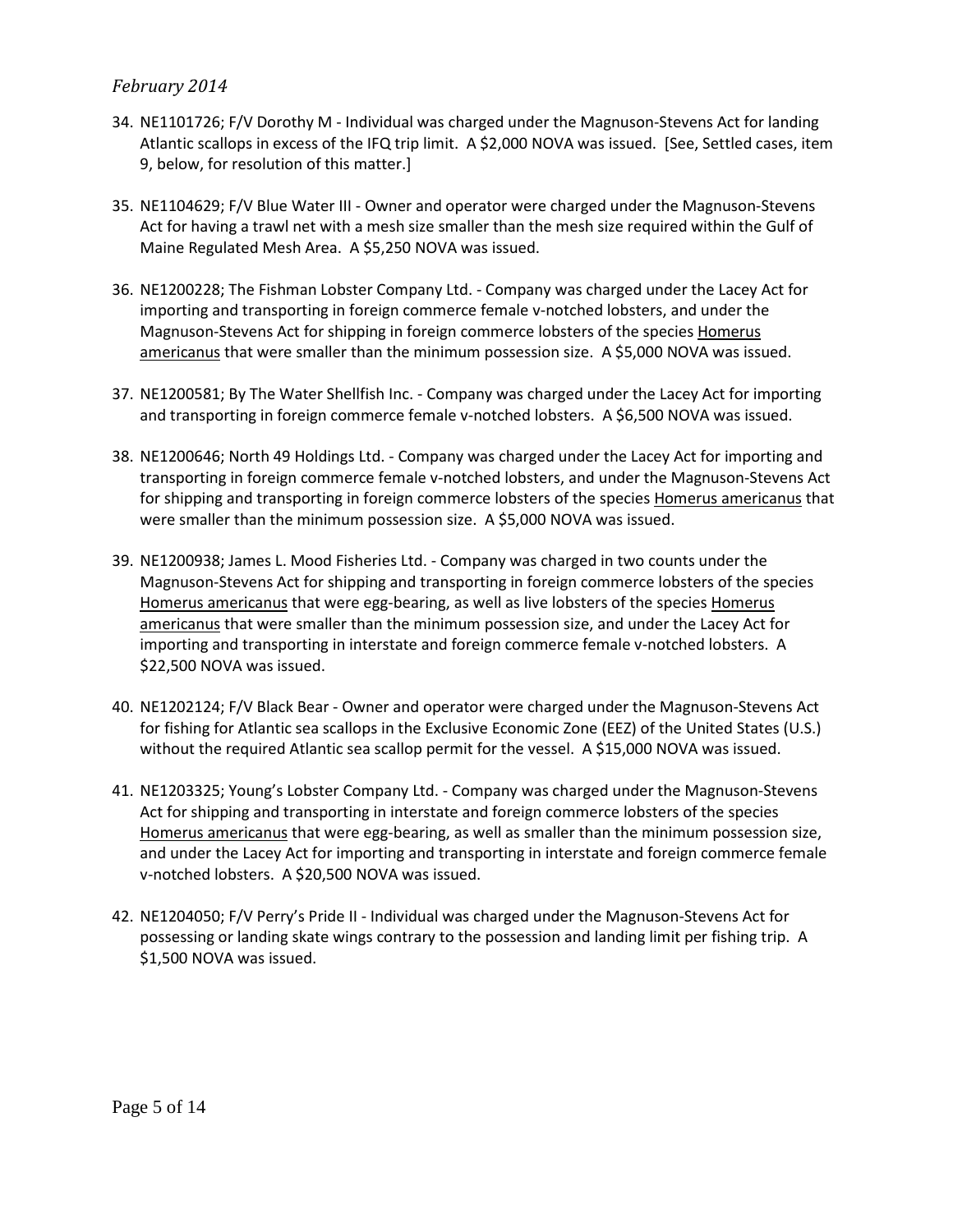*February 2014*

34. NE1101726; F/V Dorothy M - Individual was charged under the Magnuson-Stevens Act for landing Atlantic scallops in excess of the IFQ trip limit. A $2,000 NOVA was issued. [See, Settled cases, item 9, below, for resolution of this matter.]

35. NE1104629; F/V Blue Water III - Owner and operator were charged under the Magnuson-Stevens Act for having a trawl net with a mesh size smaller than the mesh size required within the Gulf of Maine Regulated Mesh Area. A $5,250 NOVA was issued.

36. NE1200228; The Fishman Lobster Company Ltd. - Company was charged under the Lacey Act for importing and transporting in foreign commerce female v-notched lobsters, and under the Magnuson-Stevens Act for shipping in foreign commerce lobsters of the species <u>Homerus americanus</u> that were smaller than the minimum possession size. A $5,000 NOVA was issued.

37. NE1200581; By The Water Shellfish Inc. - Company was charged under the Lacey Act for importing and transporting in foreign commerce female v-notched lobsters. A $6,500 NOVA was issued.

38. NE1200646; North 49 Holdings Ltd. - Company was charged under the Lacey Act for importing and transporting in foreign commerce female v-notched lobsters, and under the Magnuson-Stevens Act for shipping and transporting in foreign commerce lobsters of the species <u>Homerus americanus</u> that were smaller than the minimum possession size. A $5,000 NOVA was issued.

39. NE1200938; James L. Mood Fisheries Ltd. - Company was charged in two counts under the Magnuson-Stevens Act for shipping and transporting in foreign commerce lobsters of the species <u>Homerus americanus</u> that were egg-bearing, as well as live lobsters of the species <u>Homerus americanus</u> that were smaller than the minimum possession size, and under the Lacey Act for importing and transporting in interstate and foreign commerce female v-notched lobsters. A $22,500 NOVA was issued.

40. NE1202124; F/V Black Bear - Owner and operator were charged under the Magnuson-Stevens Act for fishing for Atlantic sea scallops in the Exclusive Economic Zone (EEZ) of the United States (U.S.) without the required Atlantic sea scallop permit for the vessel. A $15,000 NOVA was issued.

41. NE1203325; Young's Lobster Company Ltd. - Company was charged under the Magnuson-Stevens Act for shipping and transporting in interstate and foreign commerce lobsters of the species <u>Homerus americanus</u> that were egg-bearing, as well as smaller than the minimum possession size, and under the Lacey Act for importing and transporting in interstate and foreign commerce female v-notched lobsters. A $20,500 NOVA was issued.

42. NE1204050; F/V Perry's Pride II - Individual was charged under the Magnuson-Stevens Act for possessing or landing skate wings contrary to the possession and landing limit per fishing trip. A $1,500 NOVA was issued.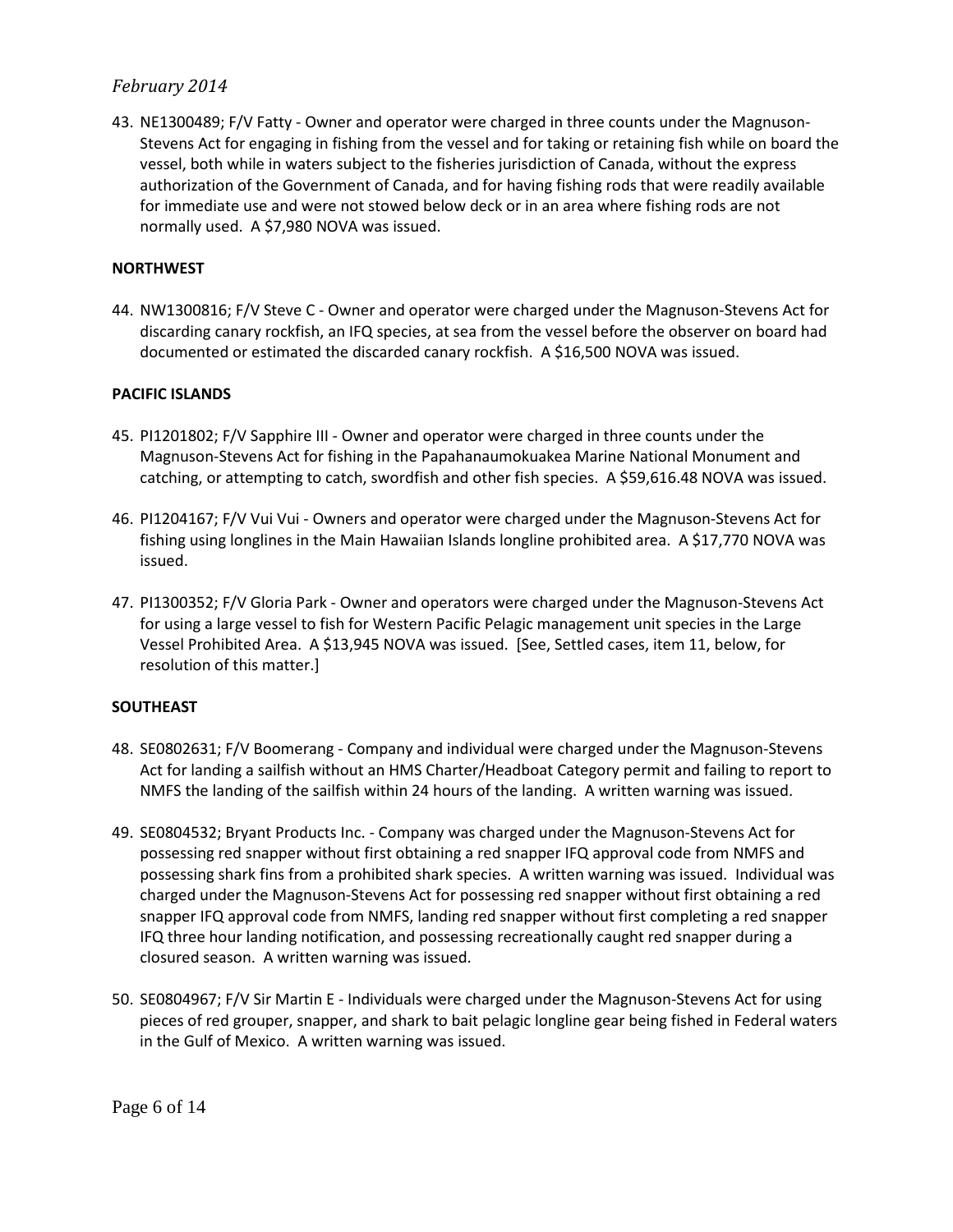43. NE1300489; F/V Fatty - Owner and operator were charged in three counts under the Magnuson-Stevens Act for engaging in fishing from the vessel and for taking or retaining fish while on board the vessel, both while in waters subject to the fisheries jurisdiction of Canada, without the express authorization of the Government of Canada, and for having fishing rods that were readily available for immediate use and were not stowed below deck or in an area where fishing rods are not normally used. A $7,980 NOVA was issued.

**NORTHWEST**

44. NW1300816; F/V Steve C - Owner and operator were charged under the Magnuson-Stevens Act for discarding canary rockfish, an IFQ species, at sea from the vessel before the observer on board had documented or estimated the discarded canary rockfish. A $16,500 NOVA was issued.

**PACIFIC ISLANDS**

45. PI1201802; F/V Sapphire III - Owner and operator were charged in three counts under the Magnuson-Stevens Act for fishing in the Papahanaumokuakea Marine National Monument and catching, or attempting to catch, swordfish and other fish species. A $59,616.48 NOVA was issued.

46. PI1204167; F/V Vui Vui - Owners and operator were charged under the Magnuson-Stevens Act for fishing using longlines in the Main Hawaiian Islands longline prohibited area. A $17,770 NOVA was issued.

47. PI1300352; F/V Gloria Park - Owner and operators were charged under the Magnuson-Stevens Act for using a large vessel to fish for Western Pacific Pelagic management unit species in the Large Vessel Prohibited Area. A $13,945 NOVA was issued. [See, Settled cases, item 11, below, for resolution of this matter.]

**SOUTHEAST**

48. SE0802631; F/V Boomerang - Company and individual were charged under the Magnuson-Stevens Act for landing a sailfish without an HMS Charter/Headboat Category permit and failing to report to NMFS the landing of the sailfish within 24 hours of the landing. A written warning was issued.

49. SE0804532; Bryant Products Inc. - Company was charged under the Magnuson-Stevens Act for possessing red snapper without first obtaining a red snapper IFQ approval code from NMFS and possessing shark fins from a prohibited shark species. A written warning was issued. Individual was charged under the Magnuson-Stevens Act for possessing red snapper without first obtaining a red snapper IFQ approval code from NMFS, landing red snapper without first completing a red snapper IFQ three hour landing notification, and possessing recreationally caught red snapper during a closured season. A written warning was issued.

50. SE0804967; F/V Sir Martin E - Individuals were charged under the Magnuson-Stevens Act for using pieces of red grouper, snapper, and shark to bait pelagic longline gear being fished in Federal waters in the Gulf of Mexico. A written warning was issued.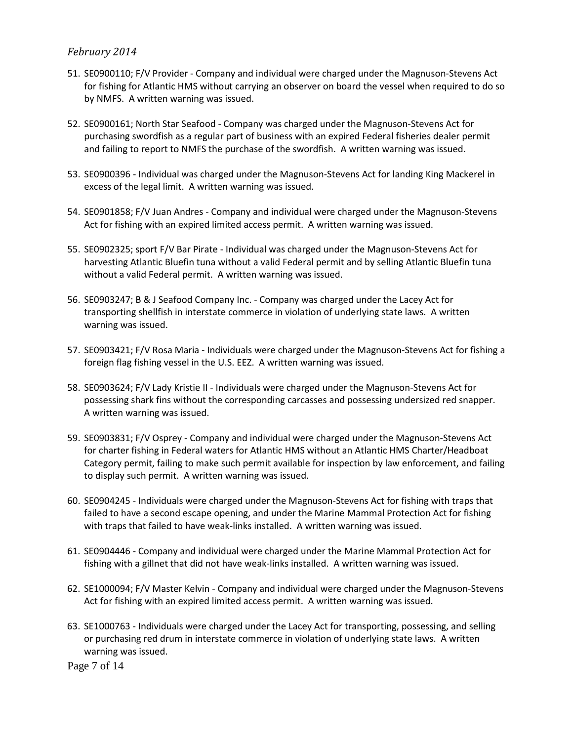51. SE0900110; F/V Provider - Company and individual were charged under the Magnuson-Stevens Act for fishing for Atlantic HMS without carrying an observer on board the vessel when required to do so by NMFS. A written warning was issued.

52. SE0900161; North Star Seafood - Company was charged under the Magnuson-Stevens Act for purchasing swordfish as a regular part of business with an expired Federal fisheries dealer permit and failing to report to NMFS the purchase of the swordfish. A written warning was issued.

53. SE0900396 - Individual was charged under the Magnuson-Stevens Act for landing King Mackerel in excess of the legal limit. A written warning was issued.

54. SE0901858; F/V Juan Andres - Company and individual were charged under the Magnuson-Stevens Act for fishing with an expired limited access permit. A written warning was issued.

55. SE0902325; sport F/V Bar Pirate - Individual was charged under the Magnuson-Stevens Act for harvesting Atlantic Bluefin tuna without a valid Federal permit and by selling Atlantic Bluefin tuna without a valid Federal permit. A written warning was issued.

56. SE0903247; B & J Seafood Company Inc. - Company was charged under the Lacey Act for transporting shellfish in interstate commerce in violation of underlying state laws. A written warning was issued.

57. SE0903421; F/V Rosa Maria - Individuals were charged under the Magnuson-Stevens Act for fishing a foreign flag fishing vessel in the U.S. EEZ. A written warning was issued.

58. SE0903624; F/V Lady Kristie II - Individuals were charged under the Magnuson-Stevens Act for possessing shark fins without the corresponding carcasses and possessing undersized red snapper. A written warning was issued.

59. SE0903831; F/V Osprey - Company and individual were charged under the Magnuson-Stevens Act for charter fishing in Federal waters for Atlantic HMS without an Atlantic HMS Charter/Headboat Category permit, failing to make such permit available for inspection by law enforcement, and failing to display such permit. A written warning was issued.

60. SE0904245 - Individuals were charged under the Magnuson-Stevens Act for fishing with traps that failed to have a second escape opening, and under the Marine Mammal Protection Act for fishing with traps that failed to have weak-links installed. A written warning was issued.

61. SE0904446 - Company and individual were charged under the Marine Mammal Protection Act for fishing with a gillnet that did not have weak-links installed. A written warning was issued.

62. SE1000094; F/V Master Kelvin - Company and individual were charged under the Magnuson-Stevens Act for fishing with an expired limited access permit. A written warning was issued.

63. SE1000763 - Individuals were charged under the Lacey Act for transporting, possessing, and selling or purchasing red drum in interstate commerce in violation of underlying state laws. A written warning was issued.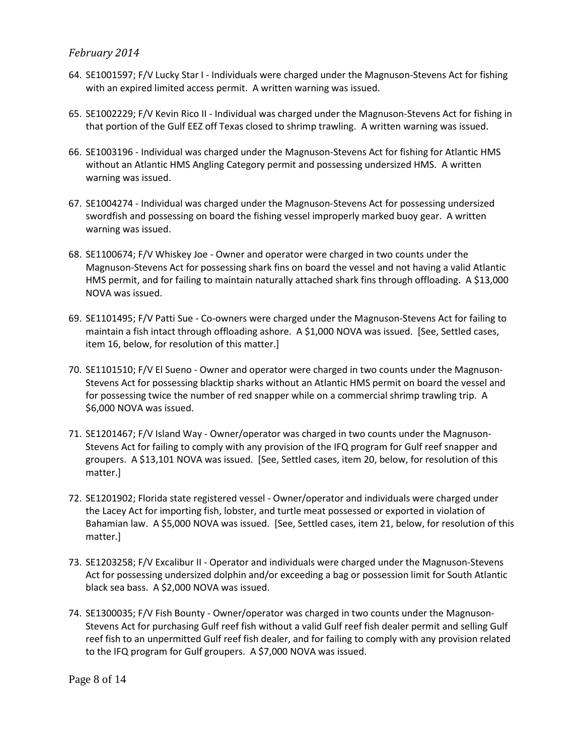64. SE1001597; F/V Lucky Star I - Individuals were charged under the Magnuson-Stevens Act for fishing with an expired limited access permit. A written warning was issued.

65. SE1002229; F/V Kevin Rico II - Individual was charged under the Magnuson-Stevens Act for fishing in that portion of the Gulf EEZ off Texas closed to shrimp trawling. A written warning was issued.

66. SE1003196 - Individual was charged under the Magnuson-Stevens Act for fishing for Atlantic HMS without an Atlantic HMS Angling Category permit and possessing undersized HMS. A written warning was issued.

67. SE1004274 - Individual was charged under the Magnuson-Stevens Act for possessing undersized swordfish and possessing on board the fishing vessel improperly marked buoy gear. A written warning was issued.

68. SE1100674; F/V Whiskey Joe - Owner and operator were charged in two counts under the Magnuson-Stevens Act for possessing shark fins on board the vessel and not having a valid Atlantic HMS permit, and for failing to maintain naturally attached shark fins through offloading. A $13,000 NOVA was issued.

69. SE1101495; F/V Patti Sue - Co-owners were charged under the Magnuson-Stevens Act for failing to maintain a fish intact through offloading ashore. A $1,000 NOVA was issued. [See, Settled cases, item 16, below, for resolution of this matter.]

70. SE1101510; F/V El Sueno - Owner and operator were charged in two counts under the Magnuson-Stevens Act for possessing blacktip sharks without an Atlantic HMS permit on board the vessel and for possessing twice the number of red snapper while on a commercial shrimp trawling trip. A $6,000 NOVA was issued.

71. SE1201467; F/V Island Way - Owner/operator was charged in two counts under the Magnuson-Stevens Act for failing to comply with any provision of the IFQ program for Gulf reef snapper and groupers. A $13,101 NOVA was issued. [See, Settled cases, item 20, below, for resolution of this matter.]

72. SE1201902; Florida state registered vessel - Owner/operator and individuals were charged under the Lacey Act for importing fish, lobster, and turtle meat possessed or exported in violation of Bahamian law. A $5,000 NOVA was issued. [See, Settled cases, item 21, below, for resolution of this matter.]

73. SE1203258; F/V Excalibur II - Operator and individuals were charged under the Magnuson-Stevens Act for possessing undersized dolphin and/or exceeding a bag or possession limit for South Atlantic black sea bass. A $2,000 NOVA was issued.

74. SE1300035; F/V Fish Bounty - Owner/operator was charged in two counts under the Magnuson-Stevens Act for purchasing Gulf reef fish without a valid Gulf reef fish dealer permit and selling Gulf reef fish to an unpermitted Gulf reef fish dealer, and for failing to comply with any provision related to the IFQ program for Gulf groupers. A $7,000 NOVA was issued.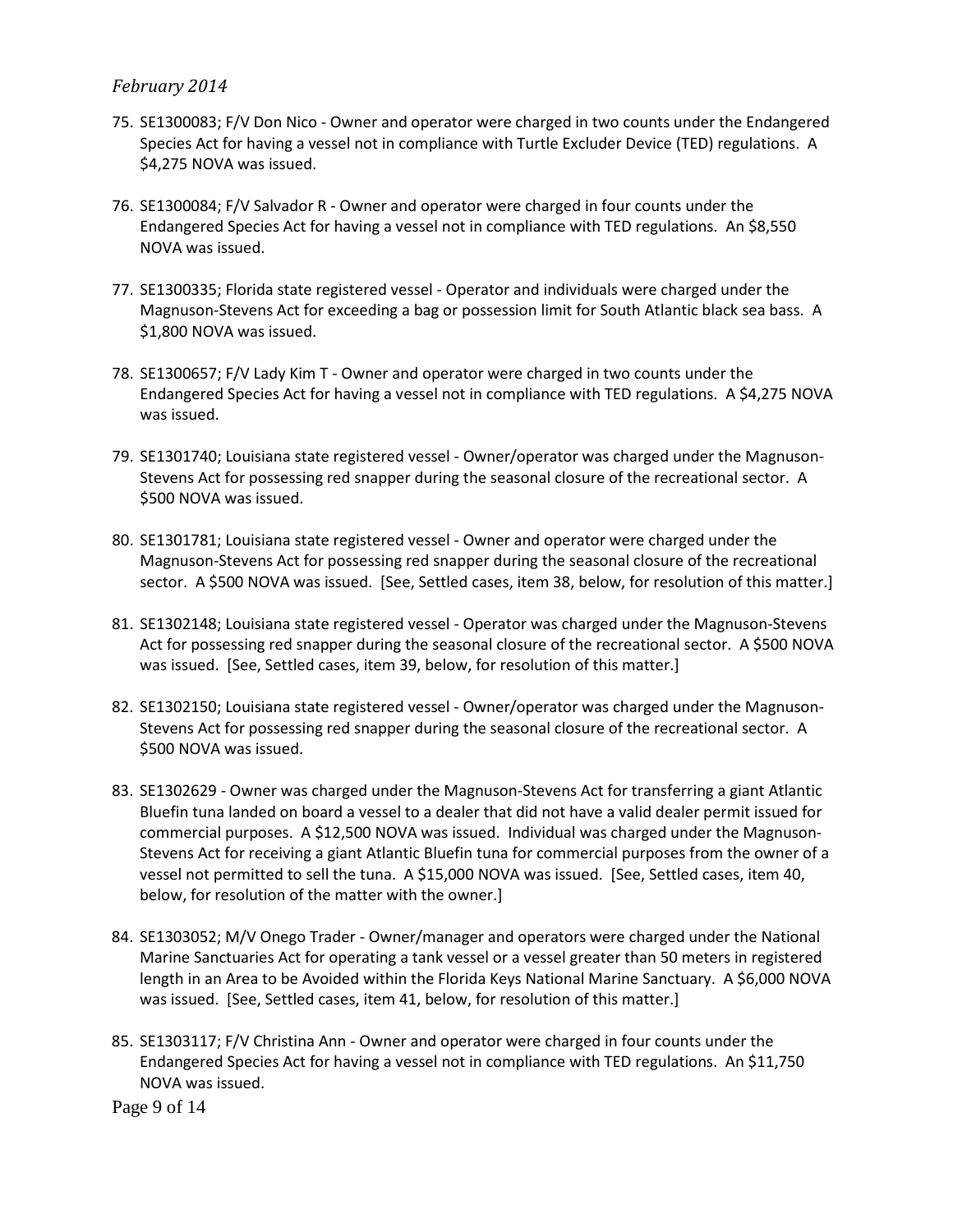75. SE1300083; F/V Don Nico - Owner and operator were charged in two counts under the Endangered Species Act for having a vessel not in compliance with Turtle Excluder Device (TED) regulations. A $4,275 NOVA was issued.

76. SE1300084; F/V Salvador R - Owner and operator were charged in four counts under the Endangered Species Act for having a vessel not in compliance with TED regulations. An $8,550 NOVA was issued.

77. SE1300335; Florida state registered vessel - Operator and individuals were charged under the Magnuson-Stevens Act for exceeding a bag or possession limit for South Atlantic black sea bass. A $1,800 NOVA was issued.

78. SE1300657; F/V Lady Kim T - Owner and operator were charged in two counts under the Endangered Species Act for having a vessel not in compliance with TED regulations. A $4,275 NOVA was issued.

79. SE1301740; Louisiana state registered vessel - Owner/operator was charged under the Magnuson-Stevens Act for possessing red snapper during the seasonal closure of the recreational sector. A $500 NOVA was issued.

80. SE1301781; Louisiana state registered vessel - Owner and operator were charged under the Magnuson-Stevens Act for possessing red snapper during the seasonal closure of the recreational sector. A $500 NOVA was issued. [See, Settled cases, item 38, below, for resolution of this matter.]

81. SE1302148; Louisiana state registered vessel - Operator was charged under the Magnuson-Stevens Act for possessing red snapper during the seasonal closure of the recreational sector. A $500 NOVA was issued. [See, Settled cases, item 39, below, for resolution of this matter.]

82. SE1302150; Louisiana state registered vessel - Owner/operator was charged under the Magnuson-Stevens Act for possessing red snapper during the seasonal closure of the recreational sector. A $500 NOVA was issued.

83. SE1302629 - Owner was charged under the Magnuson-Stevens Act for transferring a giant Atlantic Bluefin tuna landed on board a vessel to a dealer that did not have a valid dealer permit issued for commercial purposes. A $12,500 NOVA was issued. Individual was charged under the Magnuson-Stevens Act for receiving a giant Atlantic Bluefin tuna for commercial purposes from the owner of a vessel not permitted to sell the tuna. A $15,000 NOVA was issued. [See, Settled cases, item 40, below, for resolution of the matter with the owner.]

84. SE1303052; M/V Onego Trader - Owner/manager and operators were charged under the National Marine Sanctuaries Act for operating a tank vessel or a vessel greater than 50 meters in registered length in an Area to be Avoided within the Florida Keys National Marine Sanctuary. A $6,000 NOVA was issued. [See, Settled cases, item 41, below, for resolution of this matter.]

85. SE1303117; F/V Christina Ann - Owner and operator were charged in four counts under the Endangered Species Act for having a vessel not in compliance with TED regulations. An $11,750 NOVA was issued.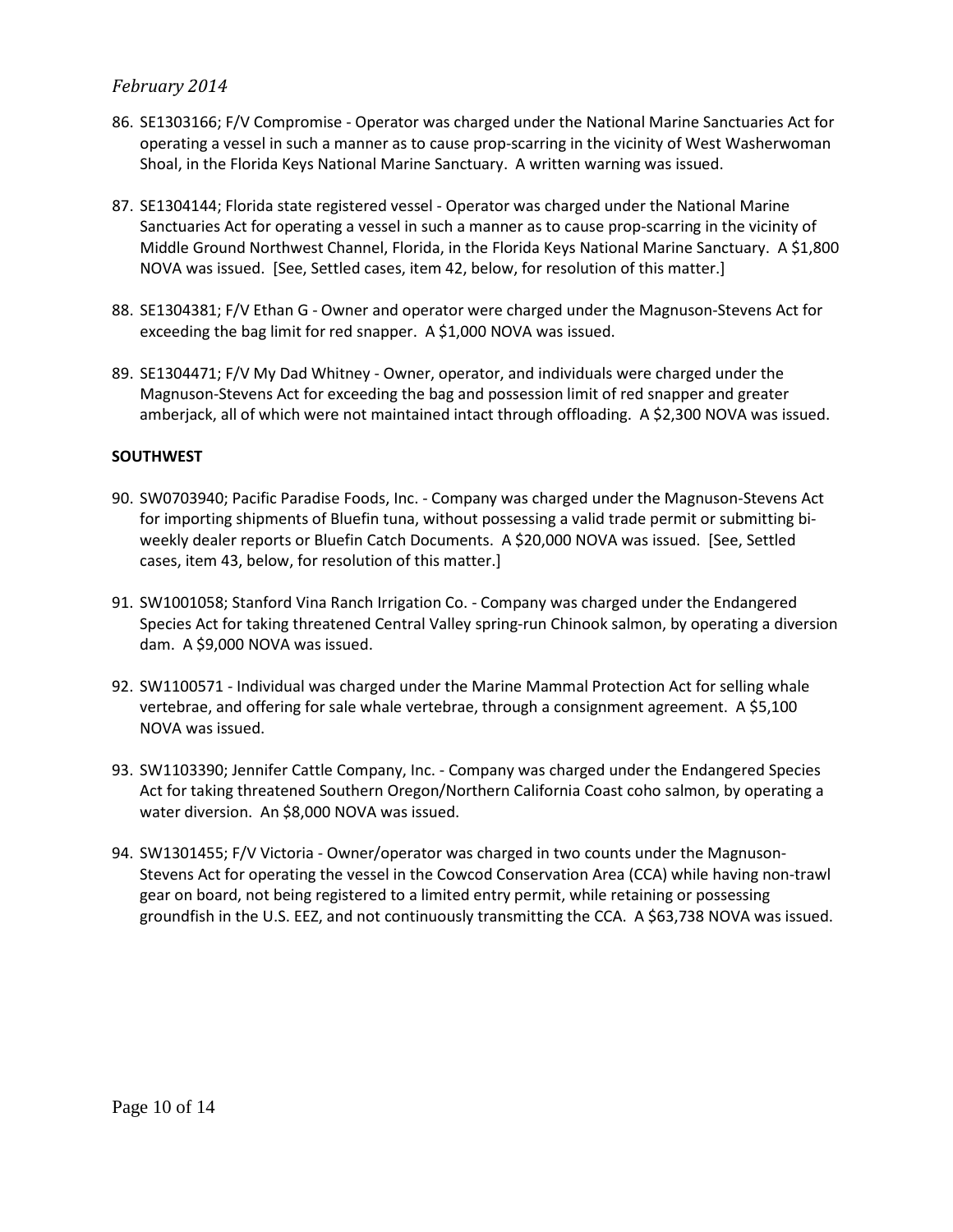86. SE1303166; F/V Compromise - Operator was charged under the National Marine Sanctuaries Act for operating a vessel in such a manner as to cause prop-scarring in the vicinity of West Washerwoman Shoal, in the Florida Keys National Marine Sanctuary. A written warning was issued.

87. SE1304144; Florida state registered vessel - Operator was charged under the National Marine Sanctuaries Act for operating a vessel in such a manner as to cause prop-scarring in the vicinity of Middle Ground Northwest Channel, Florida, in the Florida Keys National Marine Sanctuary. A $1,800 NOVA was issued. [See, Settled cases, item 42, below, for resolution of this matter.]

88. SE1304381; F/V Ethan G - Owner and operator were charged under the Magnuson-Stevens Act for exceeding the bag limit for red snapper. A $1,000 NOVA was issued.

89. SE1304471; F/V My Dad Whitney - Owner, operator, and individuals were charged under the Magnuson-Stevens Act for exceeding the bag and possession limit of red snapper and greater amberjack, all of which were not maintained intact through offloading. A $2,300 NOVA was issued.

**SOUTHWEST**

90. SW0703940; Pacific Paradise Foods, Inc. - Company was charged under the Magnuson-Stevens Act for importing shipments of Bluefin tuna, without possessing a valid trade permit or submitting bi-weekly dealer reports or Bluefin Catch Documents. A $20,000 NOVA was issued. [See, Settled cases, item 43, below, for resolution of this matter.]

91. SW1001058; Stanford Vina Ranch Irrigation Co. - Company was charged under the Endangered Species Act for taking threatened Central Valley spring-run Chinook salmon, by operating a diversion dam. A $9,000 NOVA was issued.

92. SW1100571 - Individual was charged under the Marine Mammal Protection Act for selling whale vertebrae, and offering for sale whale vertebrae, through a consignment agreement. A $5,100 NOVA was issued.

93. SW1103390; Jennifer Cattle Company, Inc. - Company was charged under the Endangered Species Act for taking threatened Southern Oregon/Northern California Coast coho salmon, by operating a water diversion. An $8,000 NOVA was issued.

94. SW1301455; F/V Victoria - Owner/operator was charged in two counts under the Magnuson-Stevens Act for operating the vessel in the Cowcod Conservation Area (CCA) while having non-trawl gear on board, not being registered to a limited entry permit, while retaining or possessing groundfish in the U.S. EEZ, and not continuously transmitting the CCA. A $63,738 NOVA was issued.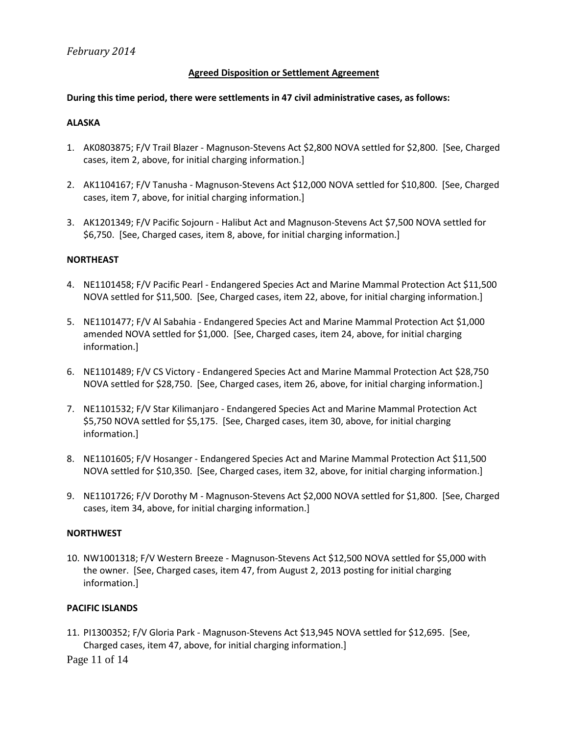*February 2014*

**Agreed Disposition or Settlement Agreement**

**During this time period, there were settlements in 47 civil administrative cases, as follows:**

**ALASKA**

1. AK0803875; F/V Trail Blazer - Magnuson-Stevens Act $2,800 NOVA settled for $2,800. [See, Charged cases, item 2, above, for initial charging information.]

2. AK1104167; F/V Tanusha - Magnuson-Stevens Act $12,000 NOVA settled for $10,800. [See, Charged cases, item 7, above, for initial charging information.]

3. AK1201349; F/V Pacific Sojourn - Halibut Act and Magnuson-Stevens Act $7,500 NOVA settled for $6,750. [See, Charged cases, item 8, above, for initial charging information.]

**NORTHEAST**

4. NE1101458; F/V Pacific Pearl - Endangered Species Act and Marine Mammal Protection Act $11,500 NOVA settled for $11,500. [See, Charged cases, item 22, above, for initial charging information.]

5. NE1101477; F/V Al Sabahia - Endangered Species Act and Marine Mammal Protection Act $1,000 amended NOVA settled for $1,000. [See, Charged cases, item 24, above, for initial charging information.]

6. NE1101489; F/V CS Victory - Endangered Species Act and Marine Mammal Protection Act $28,750 NOVA settled for $28,750. [See, Charged cases, item 26, above, for initial charging information.]

7. NE1101532; F/V Star Kilimanjaro - Endangered Species Act and Marine Mammal Protection Act $5,750 NOVA settled for $5,175. [See, Charged cases, item 30, above, for initial charging information.]

8. NE1101605; F/V Hosanger - Endangered Species Act and Marine Mammal Protection Act $11,500 NOVA settled for $10,350. [See, Charged cases, item 32, above, for initial charging information.]

9. NE1101726; F/V Dorothy M - Magnuson-Stevens Act $2,000 NOVA settled for $1,800. [See, Charged cases, item 34, above, for initial charging information.]

**NORTHWEST**

10. NW1001318; F/V Western Breeze - Magnuson-Stevens Act $12,500 NOVA settled for $5,000 with the owner. [See, Charged cases, item 47, from August 2, 2013 posting for initial charging information.]

**PACIFIC ISLANDS**

11. PI1300352; F/V Gloria Park - Magnuson-Stevens Act $13,945 NOVA settled for $12,695. [See, Charged cases, item 47, above, for initial charging information.]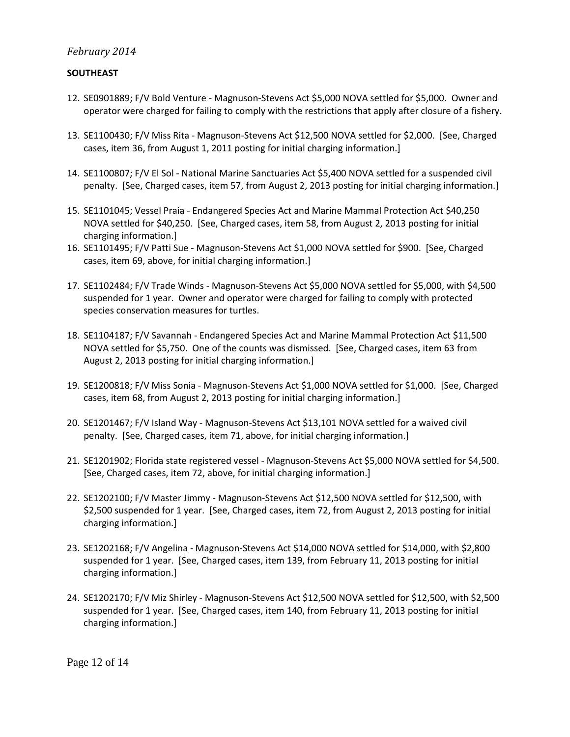*February 2014*

**SOUTHEAST**

12. SE0901889; F/V Bold Venture - Magnuson-Stevens Act $5,000 NOVA settled for $5,000. Owner and operator were charged for failing to comply with the restrictions that apply after closure of a fishery.

13. SE1100430; F/V Miss Rita - Magnuson-Stevens Act $12,500 NOVA settled for $2,000. [See, Charged cases, item 36, from August 1, 2011 posting for initial charging information.]

14. SE1100807; F/V El Sol - National Marine Sanctuaries Act $5,400 NOVA settled for a suspended civil penalty. [See, Charged cases, item 57, from August 2, 2013 posting for initial charging information.]

15. SE1101045; Vessel Praia - Endangered Species Act and Marine Mammal Protection Act $40,250 NOVA settled for $40,250. [See, Charged cases, item 58, from August 2, 2013 posting for initial charging information.]

16. SE1101495; F/V Patti Sue - Magnuson-Stevens Act $1,000 NOVA settled for $900. [See, Charged cases, item 69, above, for initial charging information.]

17. SE1102484; F/V Trade Winds - Magnuson-Stevens Act $5,000 NOVA settled for $5,000, with $4,500 suspended for 1 year. Owner and operator were charged for failing to comply with protected species conservation measures for turtles.

18. SE1104187; F/V Savannah - Endangered Species Act and Marine Mammal Protection Act $11,500 NOVA settled for $5,750. One of the counts was dismissed. [See, Charged cases, item 63 from August 2, 2013 posting for initial charging information.]

19. SE1200818; F/V Miss Sonia - Magnuson-Stevens Act $1,000 NOVA settled for $1,000. [See, Charged cases, item 68, from August 2, 2013 posting for initial charging information.]

20. SE1201467; F/V Island Way - Magnuson-Stevens Act $13,101 NOVA settled for a waived civil penalty. [See, Charged cases, item 71, above, for initial charging information.]

21. SE1201902; Florida state registered vessel - Magnuson-Stevens Act $5,000 NOVA settled for $4,500. [See, Charged cases, item 72, above, for initial charging information.]

22. SE1202100; F/V Master Jimmy - Magnuson-Stevens Act $12,500 NOVA settled for $12,500, with $2,500 suspended for 1 year. [See, Charged cases, item 72, from August 2, 2013 posting for initial charging information.]

23. SE1202168; F/V Angelina - Magnuson-Stevens Act $14,000 NOVA settled for $14,000, with $2,800 suspended for 1 year. [See, Charged cases, item 139, from February 11, 2013 posting for initial charging information.]

24. SE1202170; F/V Miz Shirley - Magnuson-Stevens Act $12,500 NOVA settled for $12,500, with $2,500 suspended for 1 year. [See, Charged cases, item 140, from February 11, 2013 posting for initial charging information.]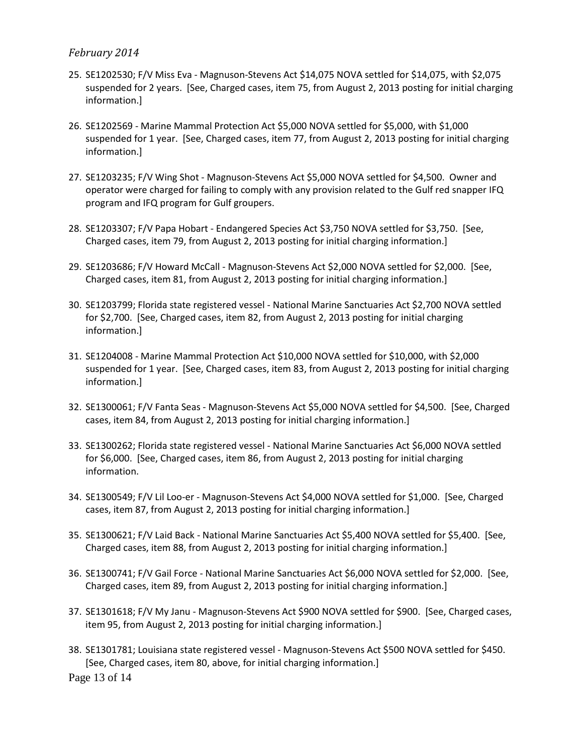25. SE1202530; F/V Miss Eva - Magnuson-Stevens Act $14,075 NOVA settled for $14,075, with $2,075 suspended for 2 years. [See, Charged cases, item 75, from August 2, 2013 posting for initial charging information.]

26. SE1202569 - Marine Mammal Protection Act $5,000 NOVA settled for $5,000, with $1,000 suspended for 1 year. [See, Charged cases, item 77, from August 2, 2013 posting for initial charging information.]

27. SE1203235; F/V Wing Shot - Magnuson-Stevens Act $5,000 NOVA settled for $4,500. Owner and operator were charged for failing to comply with any provision related to the Gulf red snapper IFQ program and IFQ program for Gulf groupers.

28. SE1203307; F/V Papa Hobart - Endangered Species Act $3,750 NOVA settled for $3,750. [See, Charged cases, item 79, from August 2, 2013 posting for initial charging information.]

29. SE1203686; F/V Howard McCall - Magnuson-Stevens Act $2,000 NOVA settled for $2,000. [See, Charged cases, item 81, from August 2, 2013 posting for initial charging information.]

30. SE1203799; Florida state registered vessel - National Marine Sanctuaries Act $2,700 NOVA settled for $2,700. [See, Charged cases, item 82, from August 2, 2013 posting for initial charging information.]

31. SE1204008 - Marine Mammal Protection Act $10,000 NOVA settled for $10,000, with $2,000 suspended for 1 year. [See, Charged cases, item 83, from August 2, 2013 posting for initial charging information.]

32. SE1300061; F/V Fanta Seas - Magnuson-Stevens Act $5,000 NOVA settled for $4,500. [See, Charged cases, item 84, from August 2, 2013 posting for initial charging information.]

33. SE1300262; Florida state registered vessel - National Marine Sanctuaries Act $6,000 NOVA settled for $6,000. [See, Charged cases, item 86, from August 2, 2013 posting for initial charging information.

34. SE1300549; F/V Lil Loo-er - Magnuson-Stevens Act $4,000 NOVA settled for $1,000. [See, Charged cases, item 87, from August 2, 2013 posting for initial charging information.]

35. SE1300621; F/V Laid Back - National Marine Sanctuaries Act $5,400 NOVA settled for $5,400. [See, Charged cases, item 88, from August 2, 2013 posting for initial charging information.]

36. SE1300741; F/V Gail Force - National Marine Sanctuaries Act $6,000 NOVA settled for $2,000. [See, Charged cases, item 89, from August 2, 2013 posting for initial charging information.]

37. SE1301618; F/V My Janu - Magnuson-Stevens Act $900 NOVA settled for $900. [See, Charged cases, item 95, from August 2, 2013 posting for initial charging information.]

38. SE1301781; Louisiana state registered vessel - Magnuson-Stevens Act $500 NOVA settled for $450. [See, Charged cases, item 80, above, for initial charging information.]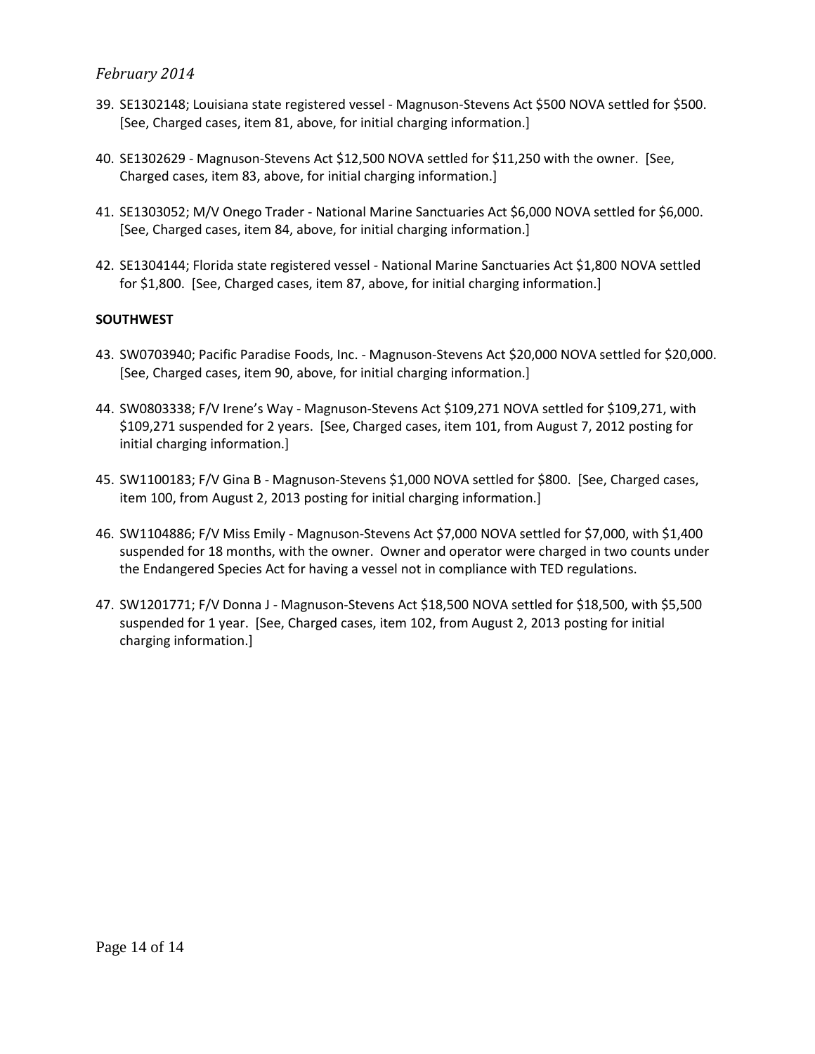39. SE1302148; Louisiana state registered vessel - Magnuson-Stevens Act $500 NOVA settled for $500. [See, Charged cases, item 81, above, for initial charging information.]

40. SE1302629 - Magnuson-Stevens Act $12,500 NOVA settled for $11,250 with the owner. [See, Charged cases, item 83, above, for initial charging information.]

41. SE1303052; M/V Onego Trader - National Marine Sanctuaries Act $6,000 NOVA settled for $6,000. [See, Charged cases, item 84, above, for initial charging information.]

42. SE1304144; Florida state registered vessel - National Marine Sanctuaries Act $1,800 NOVA settled for $1,800. [See, Charged cases, item 87, above, for initial charging information.]

**SOUTHWEST**

43. SW0703940; Pacific Paradise Foods, Inc. - Magnuson-Stevens Act $20,000 NOVA settled for $20,000. [See, Charged cases, item 90, above, for initial charging information.]

44. SW0803338; F/V Irene's Way - Magnuson-Stevens Act $109,271 NOVA settled for $109,271, with $109,271 suspended for 2 years. [See, Charged cases, item 101, from August 7, 2012 posting for initial charging information.]

45. SW1100183; F/V Gina B - Magnuson-Stevens $1,000 NOVA settled for $800. [See, Charged cases, item 100, from August 2, 2013 posting for initial charging information.]

46. SW1104886; F/V Miss Emily - Magnuson-Stevens Act $7,000 NOVA settled for $7,000, with $1,400 suspended for 18 months, with the owner. Owner and operator were charged in two counts under the Endangered Species Act for having a vessel not in compliance with TED regulations.

47. SW1201771; F/V Donna J - Magnuson-Stevens Act $18,500 NOVA settled for $18,500, with $5,500 suspended for 1 year. [See, Charged cases, item 102, from August 2, 2013 posting for initial charging information.]